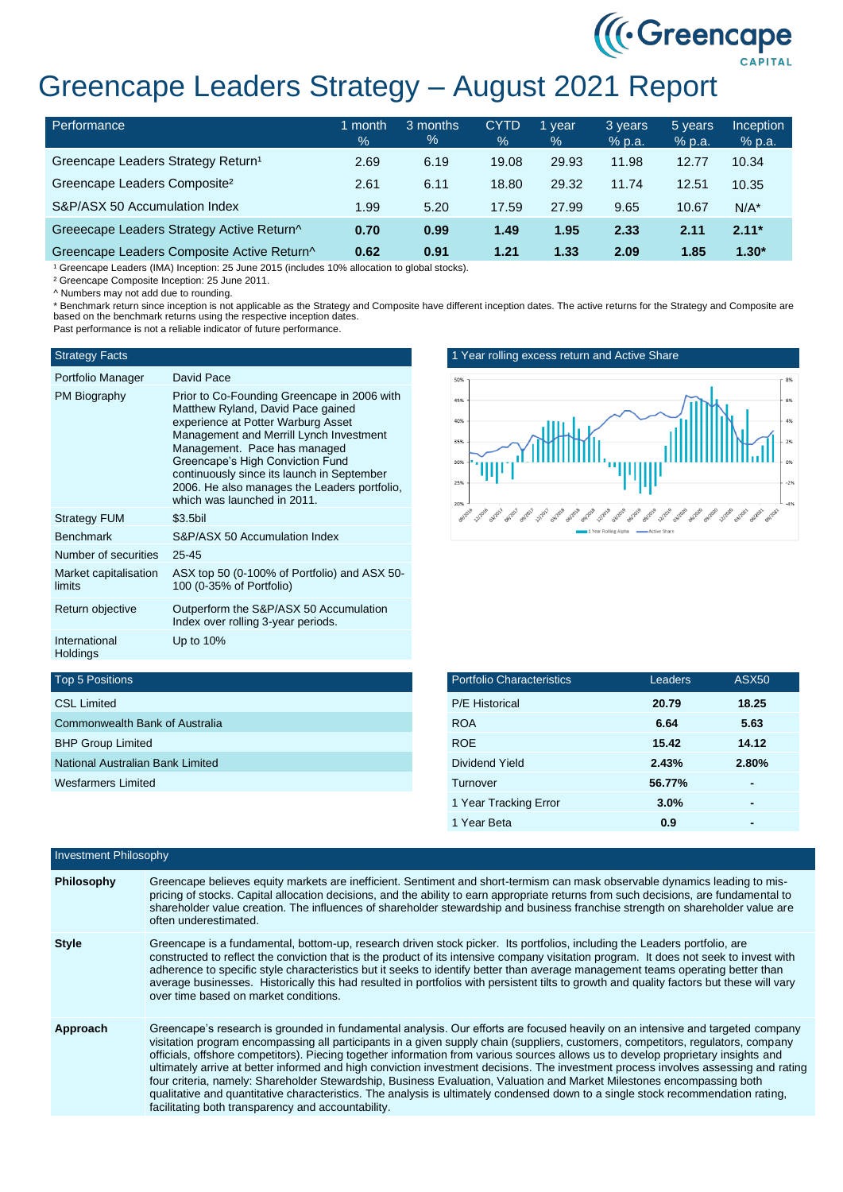# Greencape Leaders Strategy – August 2021 Report

| Performance | 1 month % | 3 months % | CYTD % | 1 year % | 3 years % p.a. | 5 years % p.a. | Inception % p.a. |
|---|---|---|---|---|---|---|---|
| Greencape Leaders Strategy Return[1] | 2.69 | 6.19 | 19.08 | 29.93 | 11.98 | 12.77 | 10.34 |
| Greencape Leaders Composite[2] | 2.61 | 6.11 | 18.80 | 29.32 | 11.74 | 12.51 | 10.35 |
| S&P/ASX 50 Accumulation Index | 1.99 | 5.20 | 17.59 | 27.99 | 9.65 | 10.67 | N/A* |
| Greeecape Leaders Strategy Active Return^ | **0.70** | **0.99** | **1.49** | **1.95** | **2.33** | **2.11** | **2.11*** |
| Greencape Leaders Composite Active Return^ | **0.62** | **0.91** | **1.21** | **1.33** | **2.09** | **1.85** | **1.30*** |

[1] Greencape Leaders (IMA) Inception: 25 June 2015 (includes 10% allocation to global stocks).

[2] Greencape Composite Inception: 25 June 2011.

^ Numbers may not add due to rounding.

* Benchmark return since inception is not applicable as the Strategy and Composite have different inception dates. The active returns for the Strategy and Composite are based on the benchmark returns using the respective inception dates.

Past performance is not a reliable indicator of future performance.

| Strategy Facts | |
|---|---|
| Portfolio Manager | David Pace |
| PM Biography | Prior to Co-Founding Greencape in 2006 with Matthew Ryland, David Pace gained experience at Potter Warburg Asset Management and Merrill Lynch Investment Management. Pace has managed Greencape's High Conviction Fund continuously since its launch in September 2006. He also manages the Leaders portfolio, which was launched in 2011. |
| Strategy FUM | $3.5bil |
| Benchmark | S&P/ASX 50 Accumulation Index |
| Number of securities | 25-45 |
| Market capitalisation limits | ASX top 50 (0-100% of Portfolio) and ASX 50-100 (0-35% of Portfolio) |
| Return objective | Outperform the S&P/ASX 50 Accumulation Index over rolling 3-year periods. |
| International Holdings | Up to 10% |

### 1 Year rolling excess return and Active Share

| Top 5 Positions |
|---|
| CSL Limited |
| Commonwealth Bank of Australia |
| BHP Group Limited |
| National Australian Bank Limited |
| Wesfarmers Limited |

| Portfolio Characteristics | Leaders | ASX50 |
|---|---|---|
| P/E Historical | **20.79** | **18.25** |
| ROA | **6.64** | **5.63** |
| ROE | **15.42** | **14.12** |
| Dividend Yield | **2.43%** | **2.80%** |
| Turnover | **56.77%** | **-** |
| 1 Year Tracking Error | **3.0%** | **-** |
| 1 Year Beta | **0.9** | **-** |

## Investment Philosophy

**Philosophy**

Greencape believes equity markets are inefficient. Sentiment and short-termism can mask observable dynamics leading to mis-pricing of stocks. Capital allocation decisions, and the ability to earn appropriate returns from such decisions, are fundamental to shareholder value creation. The influences of shareholder stewardship and business franchise strength on shareholder value are often underestimated.

**Style**

Greencape is a fundamental, bottom-up, research driven stock picker. Its portfolios, including the Leaders portfolio, are constructed to reflect the conviction that is the product of its intensive company visitation program. It does not seek to invest with adherence to specific style characteristics but it seeks to identify better than average management teams operating better than average businesses. Historically this had resulted in portfolios with persistent tilts to growth and quality factors but these will vary over time based on market conditions.

**Approach**

Greencape's research is grounded in fundamental analysis. Our efforts are focused heavily on an intensive and targeted company visitation program encompassing all participants in a given supply chain (suppliers, customers, competitors, regulators, company officials, offshore competitors). Piecing together information from various sources allows us to develop proprietary insights and ultimately arrive at better informed and high conviction investment decisions. The investment process involves assessing and rating four criteria, namely: Shareholder Stewardship, Business Evaluation, Valuation and Market Milestones encompassing both qualitative and quantitative characteristics. The analysis is ultimately condensed down to a single stock recommendation rating, facilitating both transparency and accountability.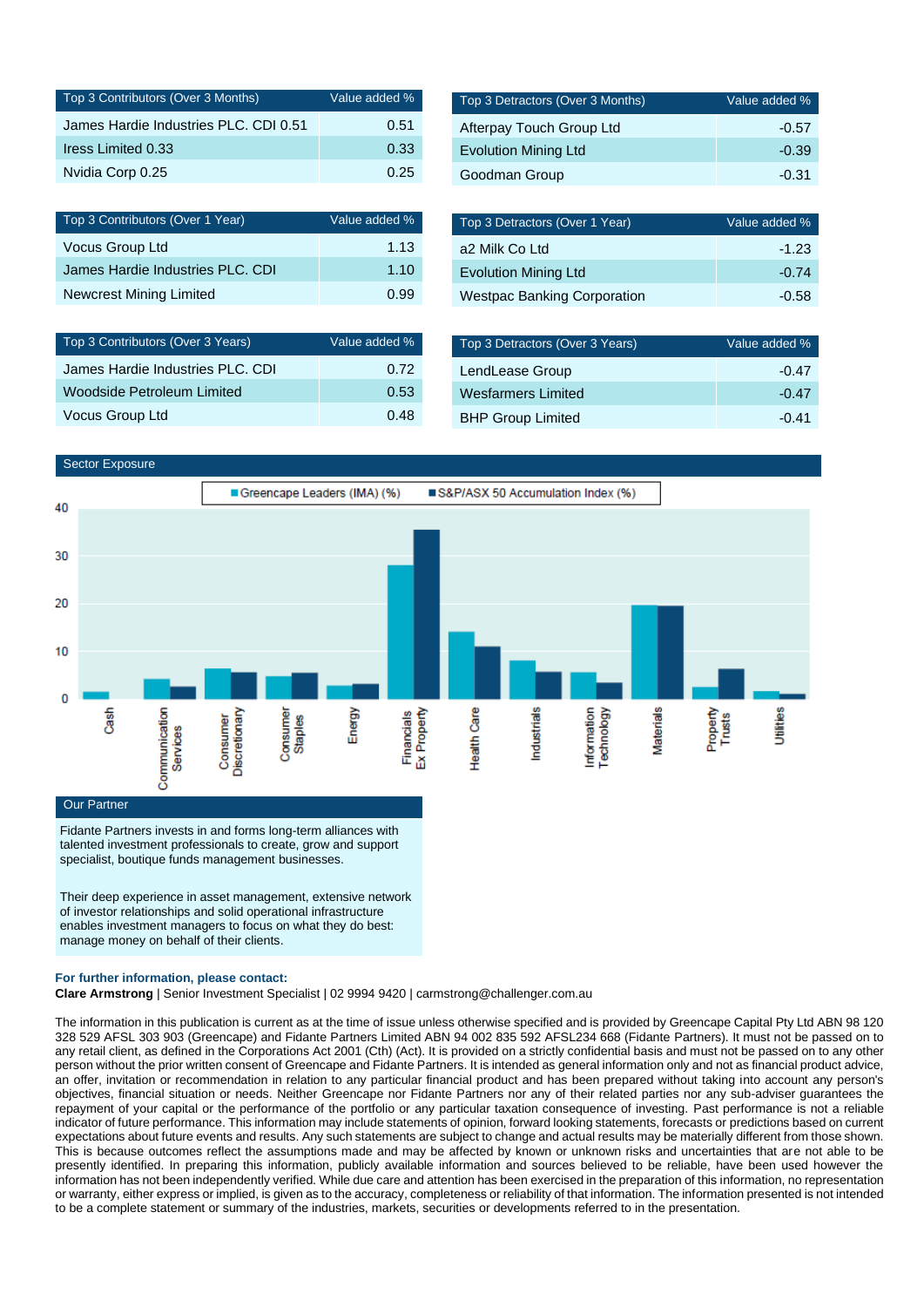| Top 3 Contributors (Over 3 Months) | Value added % |
|---|---|
| James Hardie Industries PLC. CDI 0.51 | 0.51 |
| Iress Limited 0.33 | 0.33 |
| Nvidia Corp 0.25 | 0.25 |

| Top 3 Detractors (Over 3 Months) | Value added % |
|---|---|
| Afterpay Touch Group Ltd | -0.57 |
| Evolution Mining Ltd | -0.39 |
| Goodman Group | -0.31 |

| Top 3 Contributors (Over 1 Year) | Value added % |
|---|---|
| Vocus Group Ltd | 1.13 |
| James Hardie Industries PLC. CDI | 1.10 |
| Newcrest Mining Limited | 0.99 |

| Top 3 Detractors (Over 1 Year) | Value added % |
|---|---|
| a2 Milk Co Ltd | -1.23 |
| Evolution Mining Ltd | -0.74 |
| Westpac Banking Corporation | -0.58 |

| Top 3 Contributors (Over 3 Years) | Value added % |
|---|---|
| James Hardie Industries PLC. CDI | 0.72 |
| Woodside Petroleum Limited | 0.53 |
| Vocus Group Ltd | 0.48 |

| Top 3 Detractors (Over 3 Years) | Value added % |
|---|---|
| LendLease Group | -0.47 |
| Wesfarmers Limited | -0.47 |
| BHP Group Limited | -0.41 |

## Sector Exposure

Greencape Leaders (IMA) (%)
S&P/ASX 50 Accumulation Index (%)

40
30
20
10
0

Cash
Communication Services
Consumer Discretionary
Consumer Staples
Energy
Financials Ex Property
Health Care
Industrials
Information Technology
Materials
Property Trusts
Utilities

## Our Partner

Fidante Partners invests in and forms long-term alliances with talented investment professionals to create, grow and support specialist, boutique funds management businesses.

Their deep experience in asset management, extensive network of investor relationships and solid operational infrastructure enables investment managers to focus on what they do best: manage money on behalf of their clients.

**For further information, please contact:**
**Clare Armstrong** | Senior Investment Specialist | 02 9994 9420 | carmstrong@challenger.com.au

The information in this publication is current as at the time of issue unless otherwise specified and is provided by Greencape Capital Pty Ltd ABN 98 120 328 529 AFSL 303 903 (Greencape) and Fidante Partners Limited ABN 94 002 835 592 AFSL234 668 (Fidante Partners). It must not be passed on to any retail client, as defined in the Corporations Act 2001 (Cth) (Act). It is provided on a strictly confidential basis and must not be passed on to any other person without the prior written consent of Greencape and Fidante Partners. It is intended as general information only and not as financial product advice, an offer, invitation or recommendation in relation to any particular financial product and has been prepared without taking into account any person's objectives, financial situation or needs. Neither Greencape nor Fidante Partners nor any of their related parties nor any sub-adviser guarantees the repayment of your capital or the performance of the portfolio or any particular taxation consequence of investing. Past performance is not a reliable indicator of future performance. This information may include statements of opinion, forward looking statements, forecasts or predictions based on current expectations about future events and results. Any such statements are subject to change and actual results may be materially different from those shown. This is because outcomes reflect the assumptions made and may be affected by known or unknown risks and uncertainties that are not able to be presently identified. In preparing this information, publicly available information and sources believed to be reliable, have been used however the information has not been independently verified. While due care and attention has been exercised in the preparation of this information, no representation or warranty, either express or implied, is given as to the accuracy, completeness or reliability of that information. The information presented is not intended to be a complete statement or summary of the industries, markets, securities or developments referred to in the presentation.